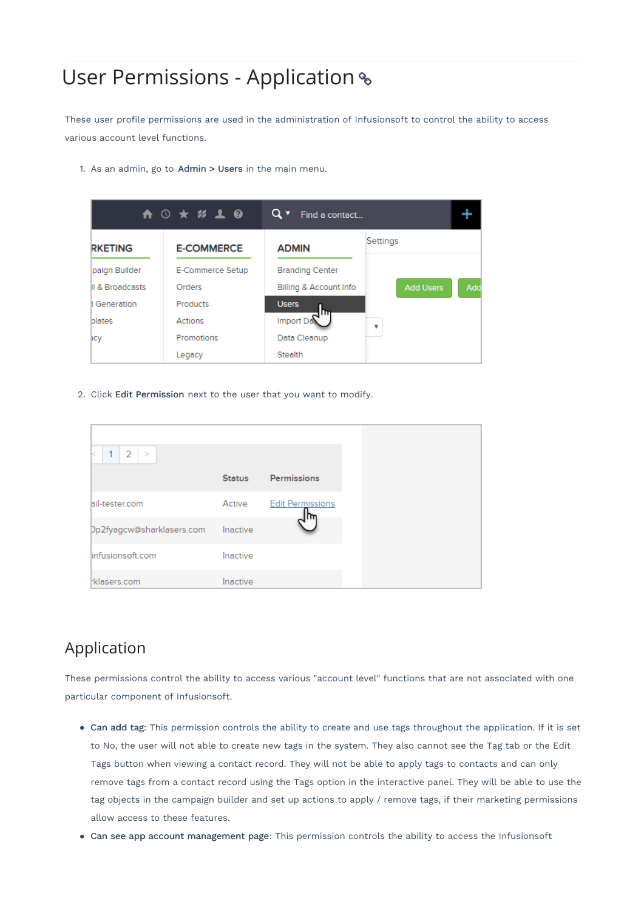# User Permissions - Application

These user profile permissions are used in the administration of Infusionsoft to control the ability to access various account level functions.

1. As an admin, go to **Admin > Users** in the main menu.

2. Click **Edit Permission** next to the user that you want to modify.

## Application

These permissions control the ability to access various "account level" functions that are not associated with one particular component of Infusionsoft.

- **Can add tag**: This permission controls the ability to create and use tags throughout the application. If it is set to No, the user will not able to create new tags in the system. They also cannot see the Tag tab or the Edit Tags button when viewing a contact record. They will not be able to apply tags to contacts and can only remove tags from a contact record using the Tags option in the interactive panel. They will be able to use the tag objects in the campaign builder and set up actions to apply / remove tags, if their marketing permissions allow access to these features.
- **Can see app account management page**: This permission controls the ability to access the Infusionsoft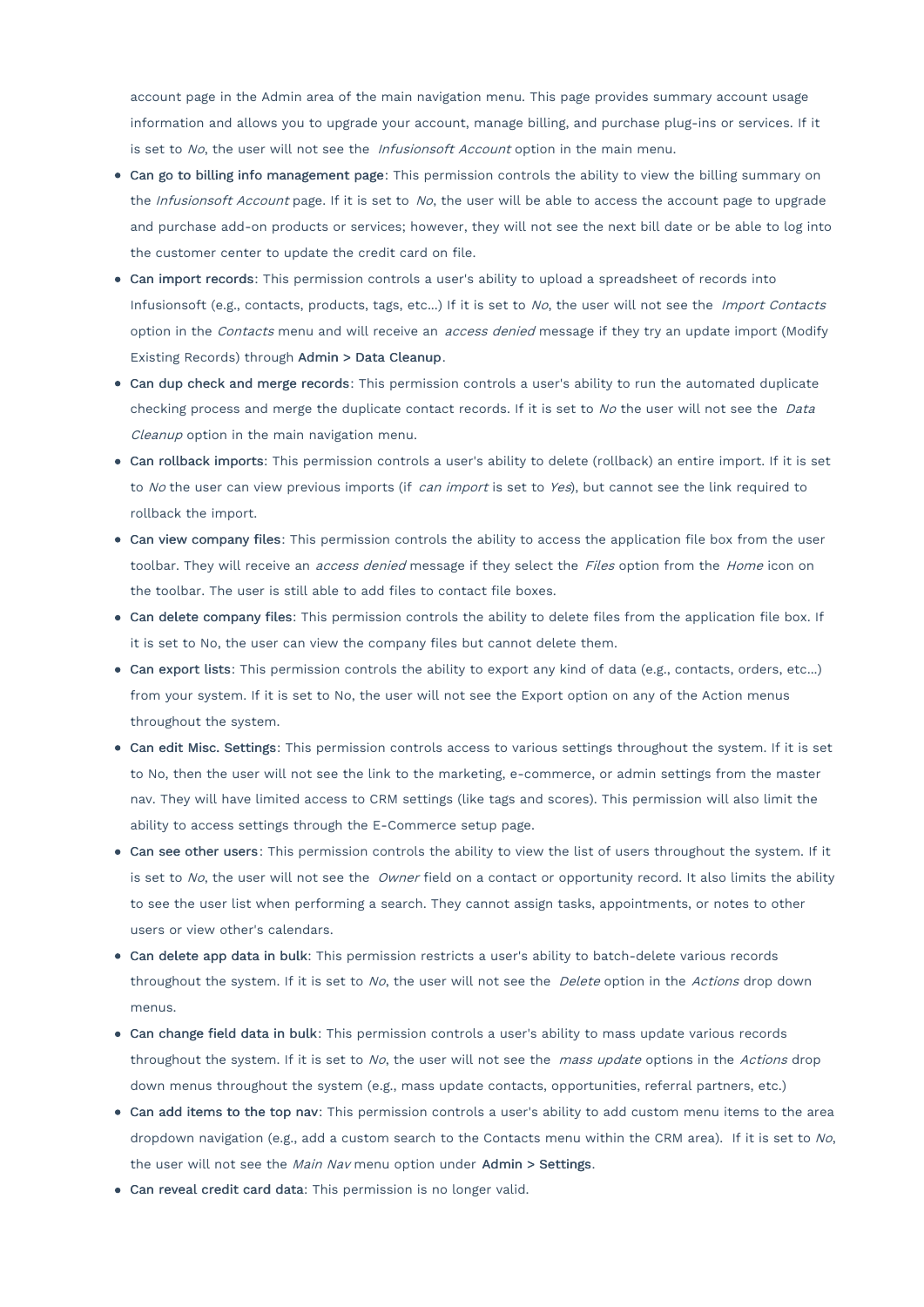account page in the Admin area of the main navigation menu. This page provides summary account usage information and allows you to upgrade your account, manage billing, and purchase plug-ins or services. If it is set to *No*, the user will not see the *Infusionsoft Account* option in the main menu.

- **Can go to billing info management page**: This permission controls the ability to view the billing summary on the *Infusionsoft Account* page. If it is set to *No*, the user will be able to access the account page to upgrade and purchase add-on products or services; however, they will not see the next bill date or be able to log into the customer center to update the credit card on file.
- **Can import records**: This permission controls a user's ability to upload a spreadsheet of records into Infusionsoft (e.g., contacts, products, tags, etc...) If it is set to *No*, the user will not see the *Import Contacts* option in the *Contacts* menu and will receive an *access denied* message if they try an update import (Modify Existing Records) through **Admin > Data Cleanup**.
- **Can dup check and merge records**: This permission controls a user's ability to run the automated duplicate checking process and merge the duplicate contact records. If it is set to *No* the user will not see the *Data Cleanup* option in the main navigation menu.
- **Can rollback imports**: This permission controls a user's ability to delete (rollback) an entire import. If it is set to *No* the user can view previous imports (if *can import* is set to *Yes*), but cannot see the link required to rollback the import.
- **Can view company files**: This permission controls the ability to access the application file box from the user toolbar. They will receive an *access denied* message if they select the *Files* option from the *Home* icon on the toolbar. The user is still able to add files to contact file boxes.
- **Can delete company files**: This permission controls the ability to delete files from the application file box. If it is set to No, the user can view the company files but cannot delete them.
- **Can export lists**: This permission controls the ability to export any kind of data (e.g., contacts, orders, etc...) from your system. If it is set to No, the user will not see the Export option on any of the Action menus throughout the system.
- **Can edit Misc. Settings**: This permission controls access to various settings throughout the system. If it is set to No, then the user will not see the link to the marketing, e-commerce, or admin settings from the master nav. They will have limited access to CRM settings (like tags and scores). This permission will also limit the ability to access settings through the E-Commerce setup page.
- **Can see other users**: This permission controls the ability to view the list of users throughout the system. If it is set to *No*, the user will not see the *Owner* field on a contact or opportunity record. It also limits the ability to see the user list when performing a search. They cannot assign tasks, appointments, or notes to other users or view other's calendars.
- **Can delete app data in bulk**: This permission restricts a user's ability to batch-delete various records throughout the system. If it is set to *No*, the user will not see the *Delete* option in the *Actions* drop down menus.
- **Can change field data in bulk**: This permission controls a user's ability to mass update various records throughout the system. If it is set to *No*, the user will not see the *mass update* options in the *Actions* drop down menus throughout the system (e.g., mass update contacts, opportunities, referral partners, etc.)
- **Can add items to the top nav**: This permission controls a user's ability to add custom menu items to the area dropdown navigation (e.g., add a custom search to the Contacts menu within the CRM area). If it is set to *No*, the user will not see the *Main Nav* menu option under **Admin > Settings**.
- **Can reveal credit card data**: This permission is no longer valid.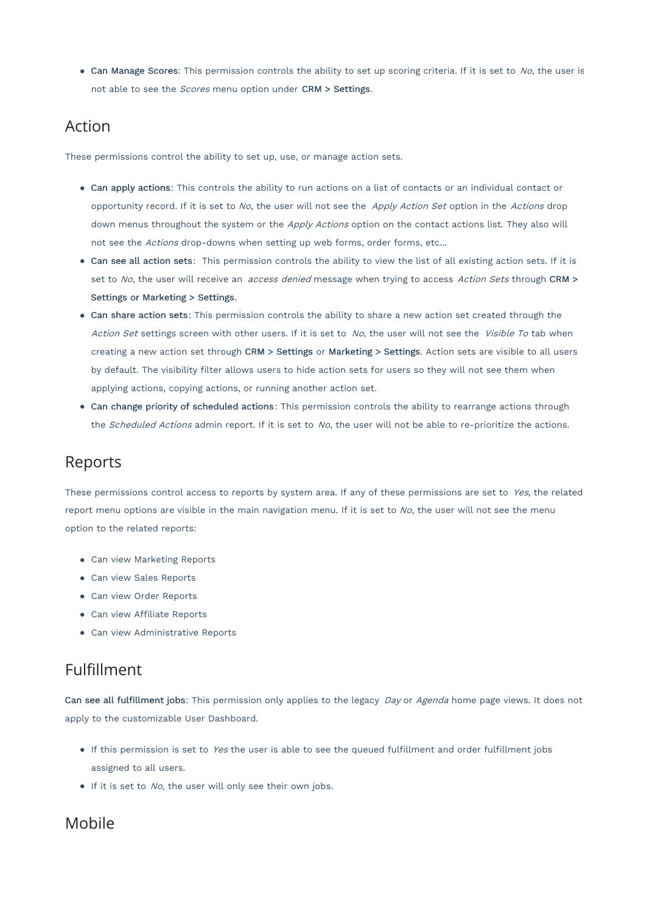- **Can Manage Scores**: This permission controls the ability to set up scoring criteria. If it is set to *No*, the user is not able to see the *Scores* menu option under **CRM > Settings**.

## Action

These permissions control the ability to set up, use, or manage action sets.

- **Can apply actions**: This controls the ability to run actions on a list of contacts or an individual contact or opportunity record. If it is set to *No*, the user will not see the *Apply Action Set* option in the *Actions* drop down menus throughout the system or the *Apply Actions* option on the contact actions list. They also will not see the *Actions* drop-downs when setting up web forms, order forms, etc...
- **Can see all action sets**: This permission controls the ability to view the list of all existing action sets. If it is set to *No*, the user will receive an *access denied* message when trying to access *Action Sets* through **CRM > Settings or Marketing > Settings**.
- **Can share action sets**: This permission controls the ability to share a new action set created through the *Action Set* settings screen with other users. If it is set to *No*, the user will not see the *Visible To* tab when creating a new action set through **CRM > Settings** or **Marketing > Settings**. Action sets are visible to all users by default. The visibility filter allows users to hide action sets for users so they will not see them when applying actions, copying actions, or running another action set.
- **Can change priority of scheduled actions**: This permission controls the ability to rearrange actions through the *Scheduled Actions* admin report. If it is set to *No*, the user will not be able to re-prioritize the actions.

## Reports

These permissions control access to reports by system area. If any of these permissions are set to *Yes*, the related report menu options are visible in the main navigation menu. If it is set to *No*, the user will not see the menu option to the related reports:

- Can view Marketing Reports
- Can view Sales Reports
- Can view Order Reports
- Can view Affiliate Reports
- Can view Administrative Reports

## Fulfillment

**Can see all fulfillment jobs**: This permission only applies to the legacy *Day* or *Agenda* home page views. It does not apply to the customizable User Dashboard.

- If this permission is set to *Yes* the user is able to see the queued fulfillment and order fulfillment jobs assigned to all users.
- If it is set to *No*, the user will only see their own jobs.

## Mobile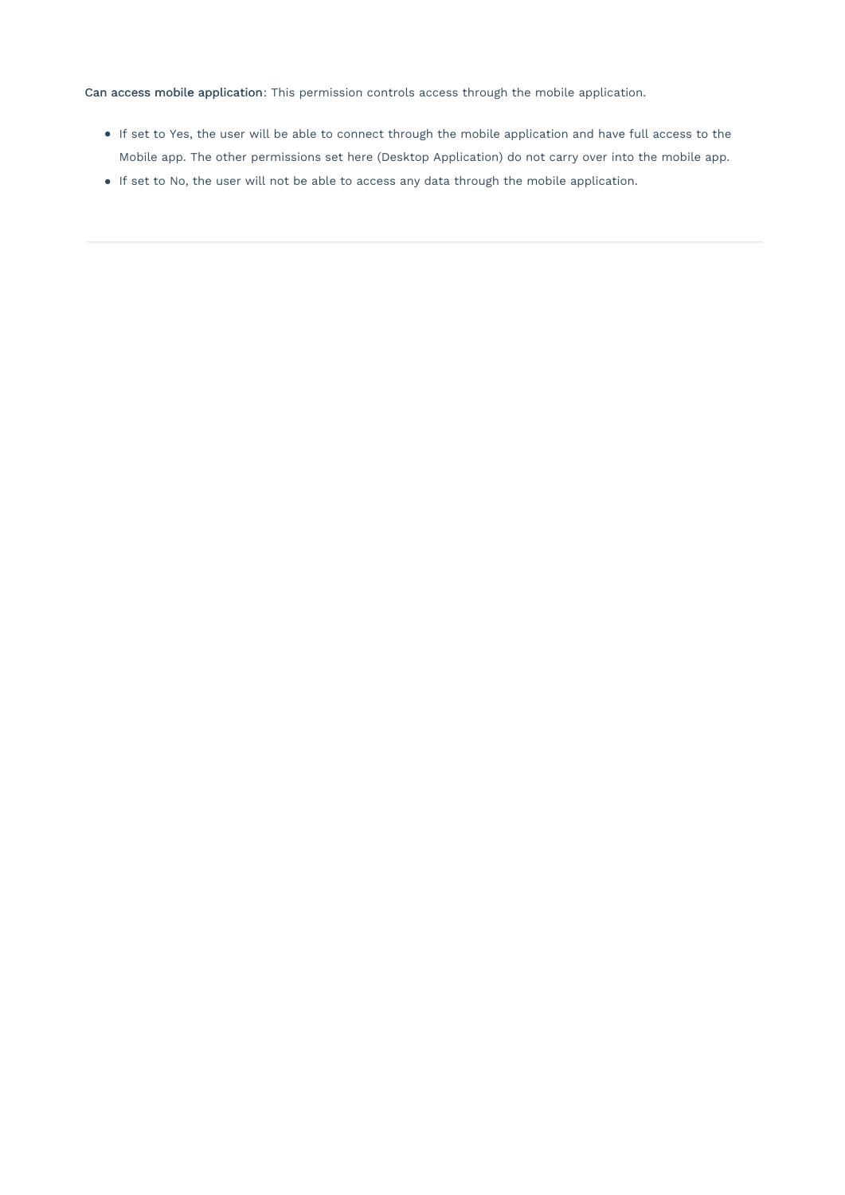**Can access mobile application**: This permission controls access through the mobile application.

- If set to Yes, the user will be able to connect through the mobile application and have full access to the Mobile app. The other permissions set here (Desktop Application) do not carry over into the mobile app.
- If set to No, the user will not be able to access any data through the mobile application.